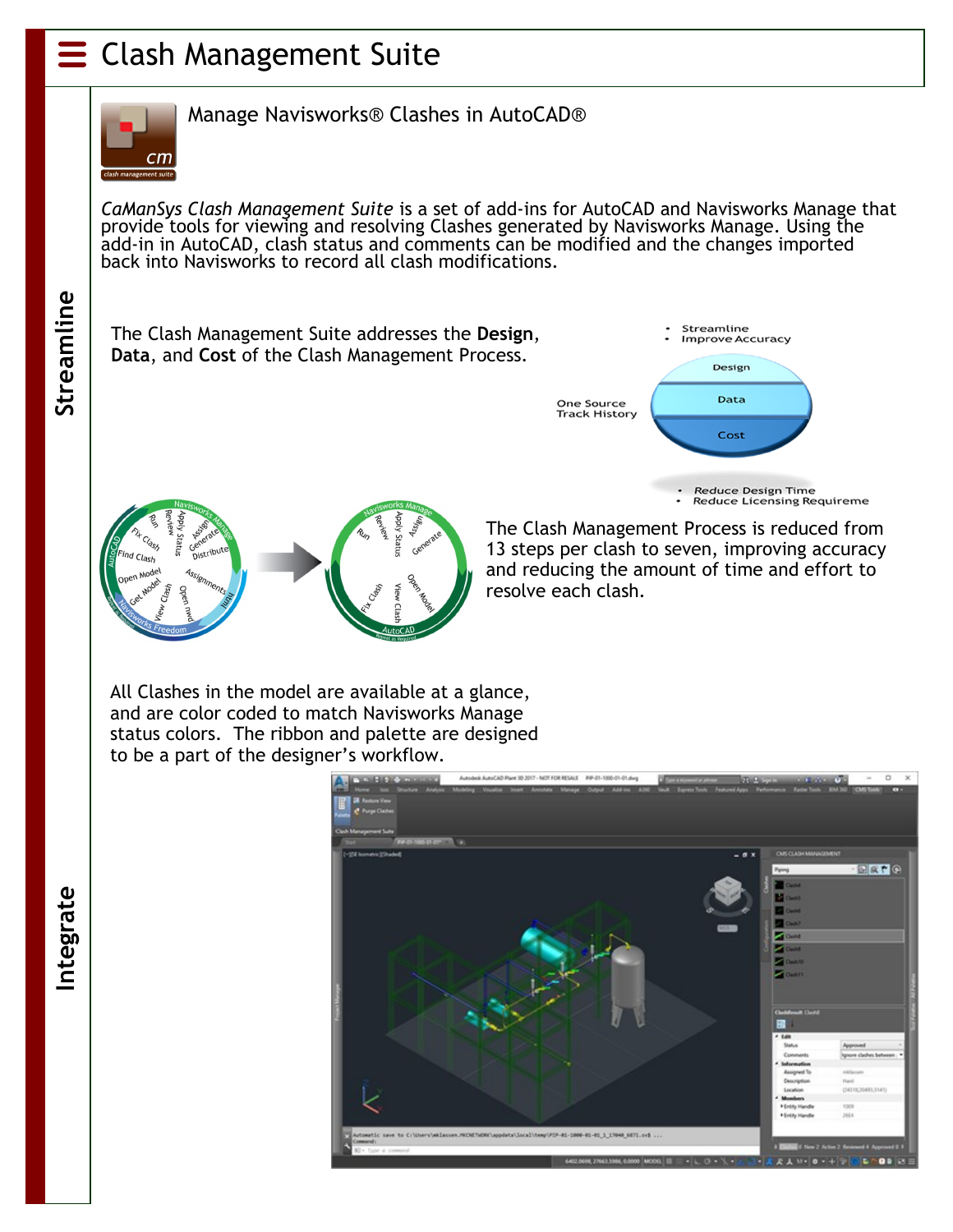# Clash Management Suite

Manage Navisworks® Clashes in AutoCAD®

*CaManSys Clash Management Suite* is a set of add-ins for AutoCAD and Navisworks Manage that provide tools for viewing and resolving Clashes generated by Navisworks Manage. Using the add-in in AutoCAD, clash status and comments can be modified and the changes imported back into Navisworks to record all clash modifications.

## Streamline

The Clash Management Suite addresses the **Design**, **Data**, and **Cost** of the Clash Management Process.

- Streamline
- Improve Accuracy

Design

Data

Cost

One Source
Track History

- Reduce Design Time
- Reduce Licensing Requireme

The Clash Management Process is reduced from 13 steps per clash to seven, improving accuracy and reducing the amount of time and effort to resolve each clash.

## Integrate

All Clashes in the model are available at a glance, and are color coded to match Navisworks Manage status colors. The ribbon and palette are designed to be a part of the designer's workflow.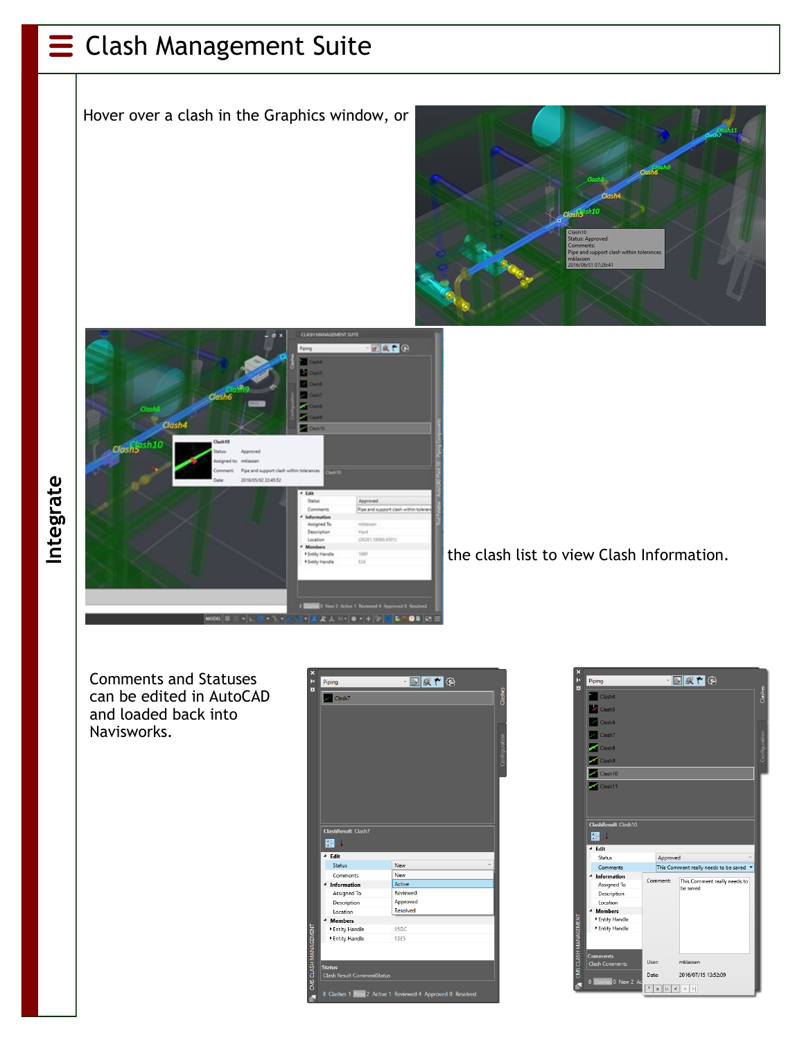# Clash Management Suite

## Integrate

Hover over a clash in the Graphics window, or

the clash list to view Clash Information.

Comments and Statuses can be edited in AutoCAD and loaded back into Navisworks.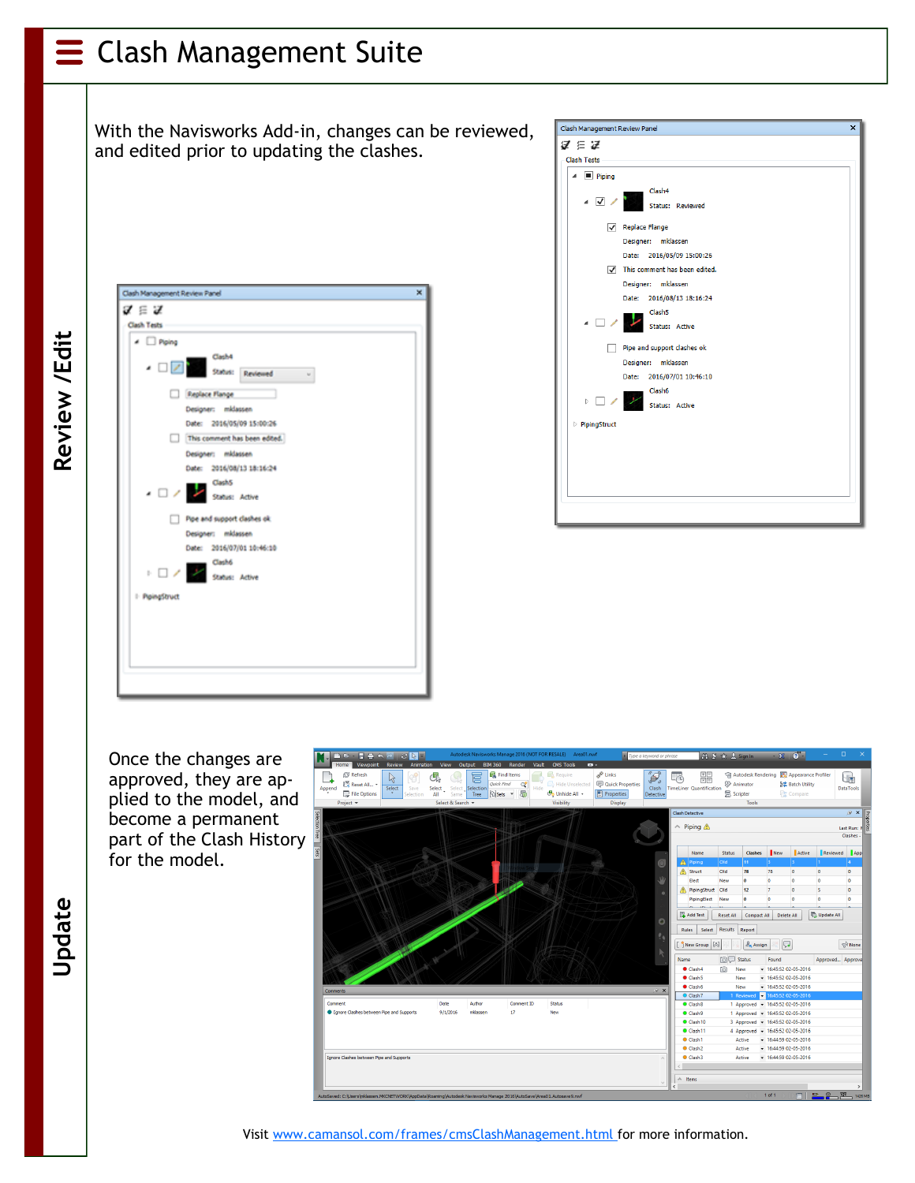# Clash Management Suite

## Review /Edit

With the Navisworks Add-in, changes can be reviewed, and edited prior to updating the clashes.

## Update

Once the changes are approved, they are applied to the model, and become a permanent part of the Clash History for the model.

Visit www.camansol.com/frames/cmsClashManagement.html for more information.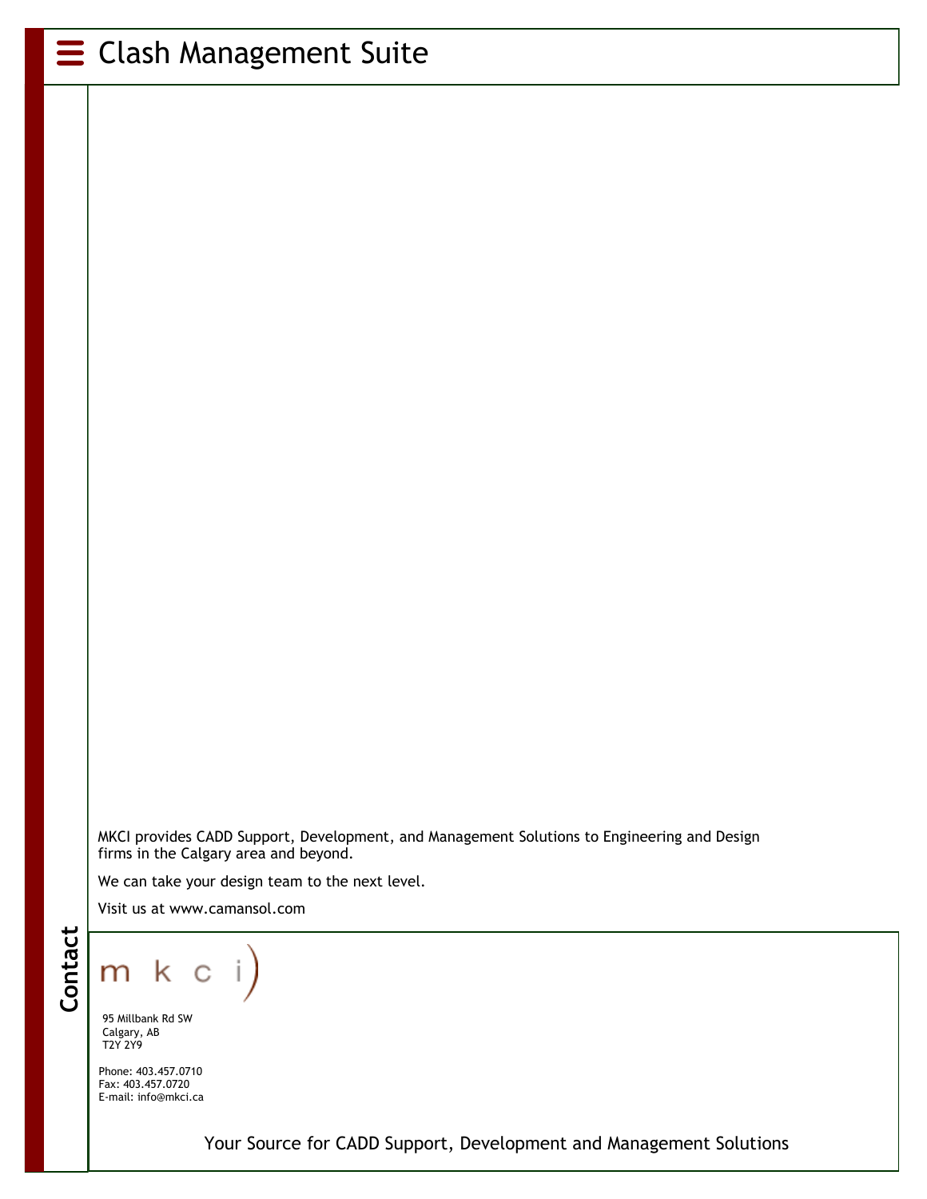# Clash Management Suite

MKCI provides CADD Support, Development, and Management Solutions to Engineering and Design firms in the Calgary area and beyond.

We can take your design team to the next level.

Visit us at www.camansol.com

## Contact

m k c i)

95 Millbank Rd SW
Calgary, AB
T2Y 2Y9

Phone: 403.457.0710
Fax: 403.457.0720
E-mail: info@mkci.ca

Your Source for CADD Support, Development and Management Solutions